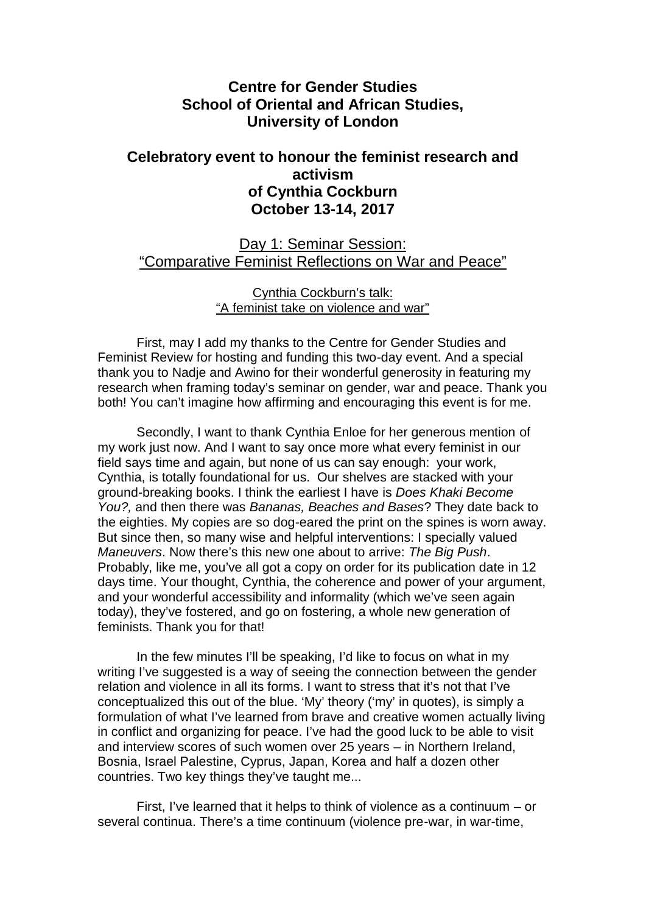**Centre for Gender Studies**
**School of Oriental and African Studies,**
**University of London**

**Celebratory event to honour the feminist research and activism of Cynthia Cockburn**
**October 13-14, 2017**

Day 1: Seminar Session:
"Comparative Feminist Reflections on War and Peace"

Cynthia Cockburn's talk:
"A feminist take on violence and war"

First, may I add my thanks to the Centre for Gender Studies and Feminist Review for hosting and funding this two-day event. And a special thank you to Nadje and Awino for their wonderful generosity in featuring my research when framing today's seminar on gender, war and peace. Thank you both! You can't imagine how affirming and encouraging this event is for me.

Secondly, I want to thank Cynthia Enloe for her generous mention of my work just now. And I want to say once more what every feminist in our field says time and again, but none of us can say enough: your work, Cynthia, is totally foundational for us. Our shelves are stacked with your ground-breaking books. I think the earliest I have is *Does Khaki Become You?,* and then there was *Bananas, Beaches and Bases*? They date back to the eighties. My copies are so dog-eared the print on the spines is worn away. But since then, so many wise and helpful interventions: I specially valued *Maneuvers*. Now there's this new one about to arrive: *The Big Push*. Probably, like me, you've all got a copy on order for its publication date in 12 days time. Your thought, Cynthia, the coherence and power of your argument, and your wonderful accessibility and informality (which we've seen again today), they've fostered, and go on fostering, a whole new generation of feminists. Thank you for that!

In the few minutes I'll be speaking, I'd like to focus on what in my writing I've suggested is a way of seeing the connection between the gender relation and violence in all its forms. I want to stress that it's not that I've conceptualized this out of the blue. 'My' theory ('my' in quotes), is simply a formulation of what I've learned from brave and creative women actually living in conflict and organizing for peace. I've had the good luck to be able to visit and interview scores of such women over 25 years – in Northern Ireland, Bosnia, Israel Palestine, Cyprus, Japan, Korea and half a dozen other countries. Two key things they've taught me...

First, I've learned that it helps to think of violence as a continuum – or several continua. There's a time continuum (violence pre-war, in war-time,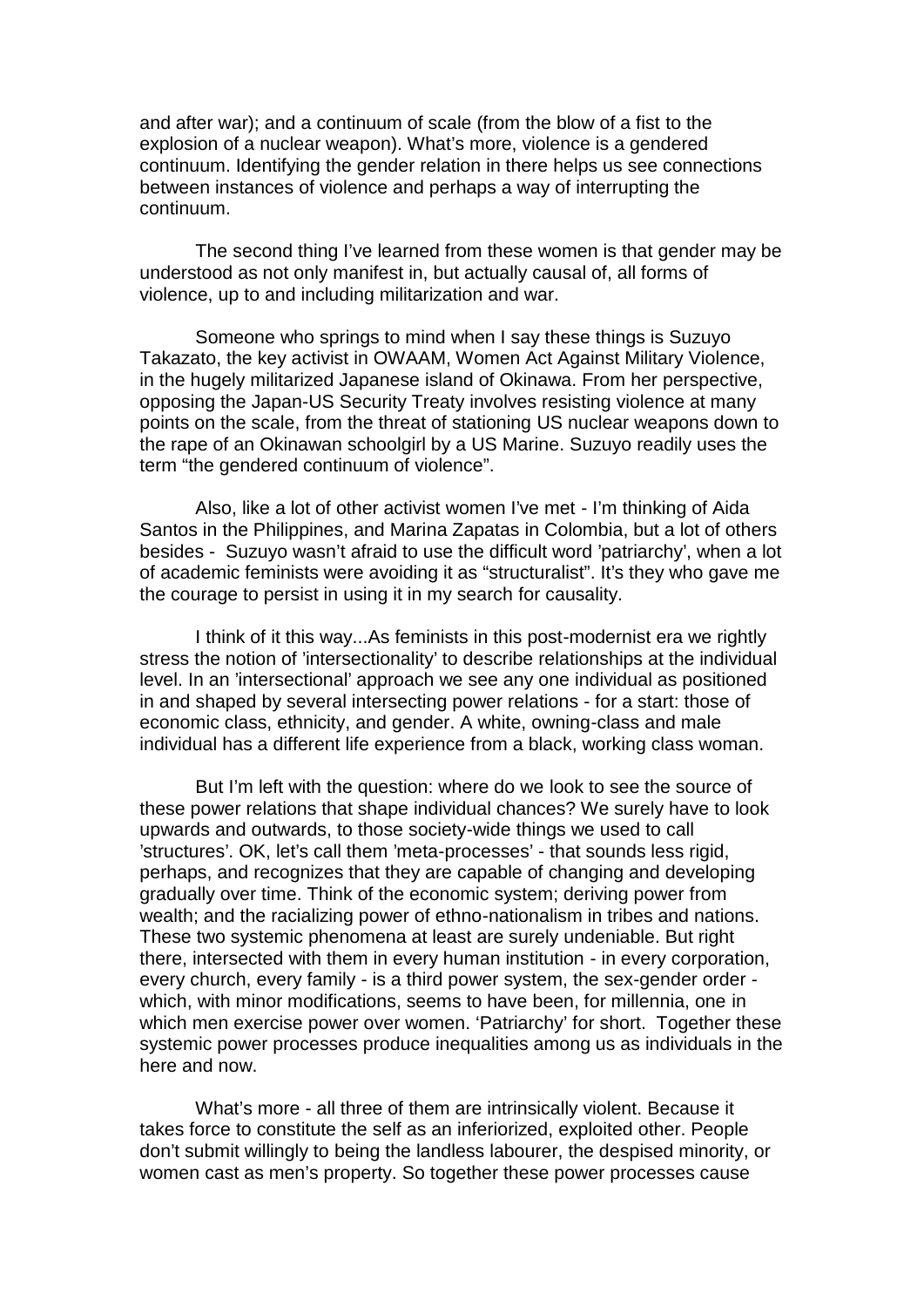and after war); and a continuum of scale (from the blow of a fist to the explosion of a nuclear weapon). What's more, violence is a gendered continuum. Identifying the gender relation in there helps us see connections between instances of violence and perhaps a way of interrupting the continuum.

The second thing I've learned from these women is that gender may be understood as not only manifest in, but actually causal of, all forms of violence, up to and including militarization and war.

Someone who springs to mind when I say these things is Suzuyo Takazato, the key activist in OWAAM, Women Act Against Military Violence, in the hugely militarized Japanese island of Okinawa. From her perspective, opposing the Japan-US Security Treaty involves resisting violence at many points on the scale, from the threat of stationing US nuclear weapons down to the rape of an Okinawan schoolgirl by a US Marine. Suzuyo readily uses the term "the gendered continuum of violence".

Also, like a lot of other activist women I've met - I'm thinking of Aida Santos in the Philippines, and Marina Zapatas in Colombia, but a lot of others besides - Suzuyo wasn't afraid to use the difficult word 'patriarchy', when a lot of academic feminists were avoiding it as "structuralist". It's they who gave me the courage to persist in using it in my search for causality.

I think of it this way...As feminists in this post-modernist era we rightly stress the notion of 'intersectionality' to describe relationships at the individual level. In an 'intersectional' approach we see any one individual as positioned in and shaped by several intersecting power relations - for a start: those of economic class, ethnicity, and gender. A white, owning-class and male individual has a different life experience from a black, working class woman.

But I'm left with the question: where do we look to see the source of these power relations that shape individual chances? We surely have to look upwards and outwards, to those society-wide things we used to call 'structures'. OK, let's call them 'meta-processes' - that sounds less rigid, perhaps, and recognizes that they are capable of changing and developing gradually over time. Think of the economic system; deriving power from wealth; and the racializing power of ethno-nationalism in tribes and nations. These two systemic phenomena at least are surely undeniable. But right there, intersected with them in every human institution - in every corporation, every church, every family - is a third power system, the sex-gender order - which, with minor modifications, seems to have been, for millennia, one in which men exercise power over women. 'Patriarchy' for short. Together these systemic power processes produce inequalities among us as individuals in the here and now.

What's more - all three of them are intrinsically violent. Because it takes force to constitute the self as an inferiorized, exploited other. People don't submit willingly to being the landless labourer, the despised minority, or women cast as men's property. So together these power processes cause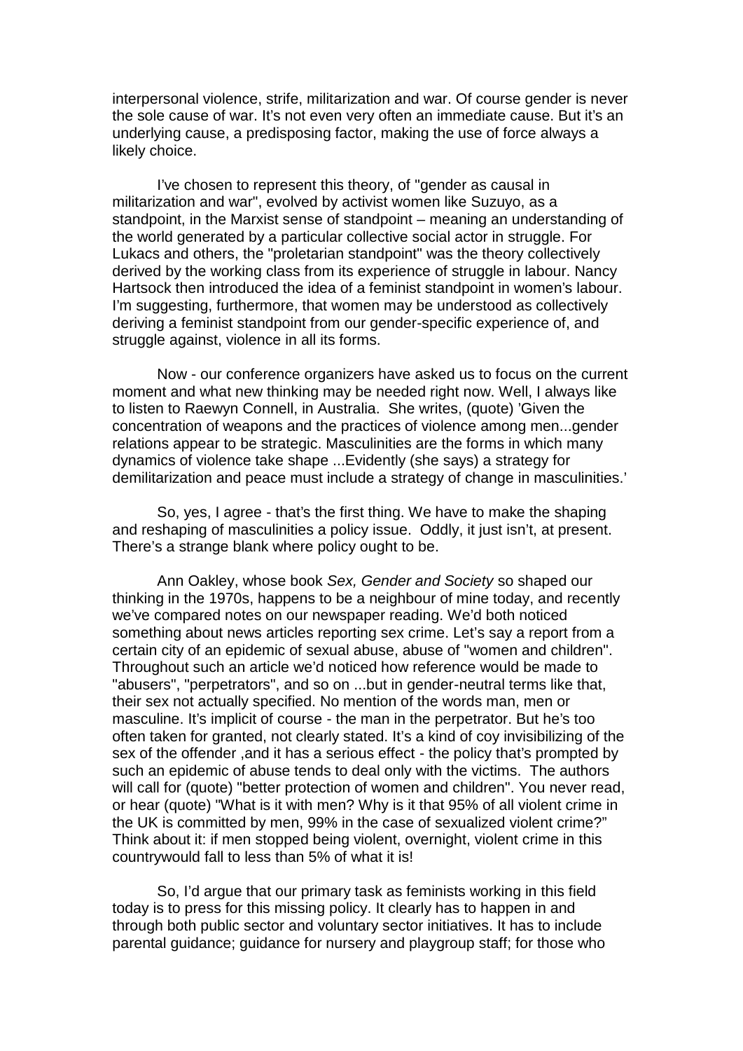interpersonal violence, strife, militarization and war. Of course gender is never the sole cause of war. It's not even very often an immediate cause. But it's an underlying cause, a predisposing factor, making the use of force always a likely choice.

I've chosen to represent this theory, of "gender as causal in militarization and war", evolved by activist women like Suzuyo, as a standpoint, in the Marxist sense of standpoint – meaning an understanding of the world generated by a particular collective social actor in struggle. For Lukacs and others, the "proletarian standpoint" was the theory collectively derived by the working class from its experience of struggle in labour. Nancy Hartsock then introduced the idea of a feminist standpoint in women's labour. I'm suggesting, furthermore, that women may be understood as collectively deriving a feminist standpoint from our gender-specific experience of, and struggle against, violence in all its forms.

Now - our conference organizers have asked us to focus on the current moment and what new thinking may be needed right now. Well, I always like to listen to Raewyn Connell, in Australia. She writes, (quote) 'Given the concentration of weapons and the practices of violence among men...gender relations appear to be strategic. Masculinities are the forms in which many dynamics of violence take shape ...Evidently (she says) a strategy for demilitarization and peace must include a strategy of change in masculinities.'

So, yes, I agree - that's the first thing. We have to make the shaping and reshaping of masculinities a policy issue. Oddly, it just isn't, at present. There's a strange blank where policy ought to be.

Ann Oakley, whose book *Sex, Gender and Society* so shaped our thinking in the 1970s, happens to be a neighbour of mine today, and recently we've compared notes on our newspaper reading. We'd both noticed something about news articles reporting sex crime. Let's say a report from a certain city of an epidemic of sexual abuse, abuse of "women and children". Throughout such an article we'd noticed how reference would be made to "abusers", "perpetrators", and so on ...but in gender-neutral terms like that, their sex not actually specified. No mention of the words man, men or masculine. It's implicit of course - the man in the perpetrator. But he's too often taken for granted, not clearly stated. It's a kind of coy invisibilizing of the sex of the offender ,and it has a serious effect - the policy that's prompted by such an epidemic of abuse tends to deal only with the victims. The authors will call for (quote) "better protection of women and children". You never read, or hear (quote) "What is it with men? Why is it that 95% of all violent crime in the UK is committed by men, 99% in the case of sexualized violent crime?" Think about it: if men stopped being violent, overnight, violent crime in this countrywould fall to less than 5% of what it is!

So, I'd argue that our primary task as feminists working in this field today is to press for this missing policy. It clearly has to happen in and through both public sector and voluntary sector initiatives. It has to include parental guidance; guidance for nursery and playgroup staff; for those who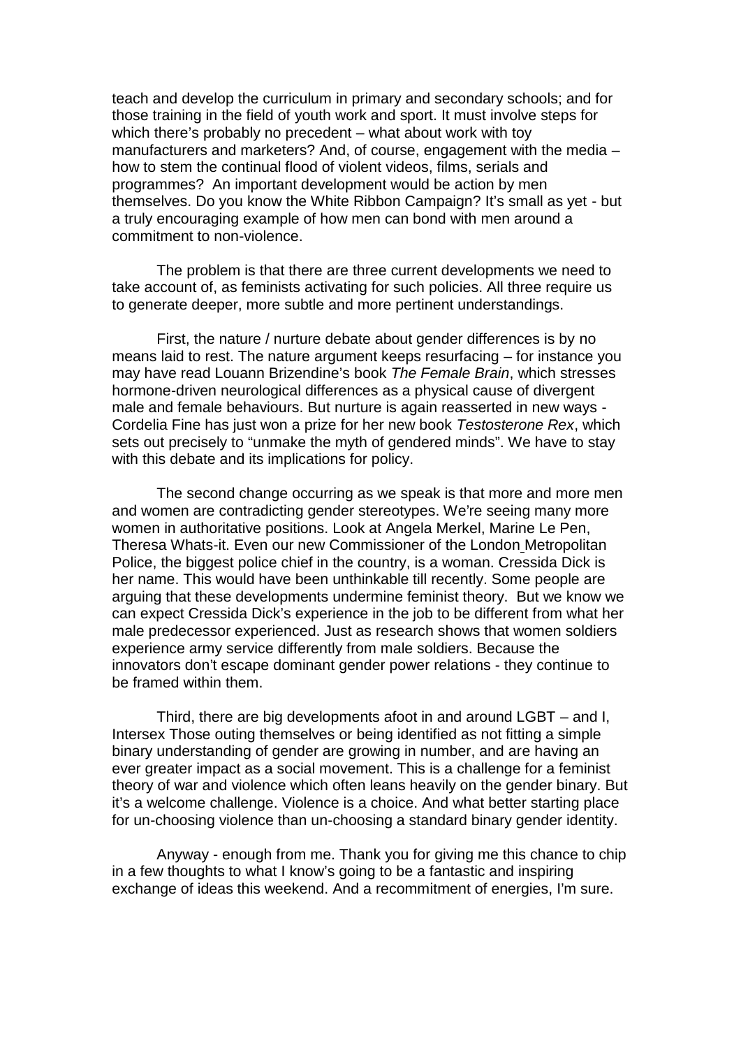teach and develop the curriculum in primary and secondary schools; and for those training in the field of youth work and sport. It must involve steps for which there's probably no precedent – what about work with toy manufacturers and marketers? And, of course, engagement with the media – how to stem the continual flood of violent videos, films, serials and programmes? An important development would be action by men themselves. Do you know the White Ribbon Campaign? It's small as yet - but a truly encouraging example of how men can bond with men around a commitment to non-violence.

The problem is that there are three current developments we need to take account of, as feminists activating for such policies. All three require us to generate deeper, more subtle and more pertinent understandings.

First, the nature / nurture debate about gender differences is by no means laid to rest. The nature argument keeps resurfacing – for instance you may have read Louann Brizendine's book *The Female Brain*, which stresses hormone-driven neurological differences as a physical cause of divergent male and female behaviours. But nurture is again reasserted in new ways - Cordelia Fine has just won a prize for her new book *Testosterone Rex*, which sets out precisely to "unmake the myth of gendered minds". We have to stay with this debate and its implications for policy.

The second change occurring as we speak is that more and more men and women are contradicting gender stereotypes. We're seeing many more women in authoritative positions. Look at Angela Merkel, Marine Le Pen, Theresa Whats-it. Even our new Commissioner of the London Metropolitan Police, the biggest police chief in the country, is a woman. Cressida Dick is her name. This would have been unthinkable till recently. Some people are arguing that these developments undermine feminist theory. But we know we can expect Cressida Dick's experience in the job to be different from what her male predecessor experienced. Just as research shows that women soldiers experience army service differently from male soldiers. Because the innovators don't escape dominant gender power relations - they continue to be framed within them.

Third, there are big developments afoot in and around LGBT – and I, Intersex Those outing themselves or being identified as not fitting a simple binary understanding of gender are growing in number, and are having an ever greater impact as a social movement. This is a challenge for a feminist theory of war and violence which often leans heavily on the gender binary. But it's a welcome challenge. Violence is a choice. And what better starting place for un-choosing violence than un-choosing a standard binary gender identity.

Anyway - enough from me. Thank you for giving me this chance to chip in a few thoughts to what I know's going to be a fantastic and inspiring exchange of ideas this weekend. And a recommitment of energies, I'm sure.